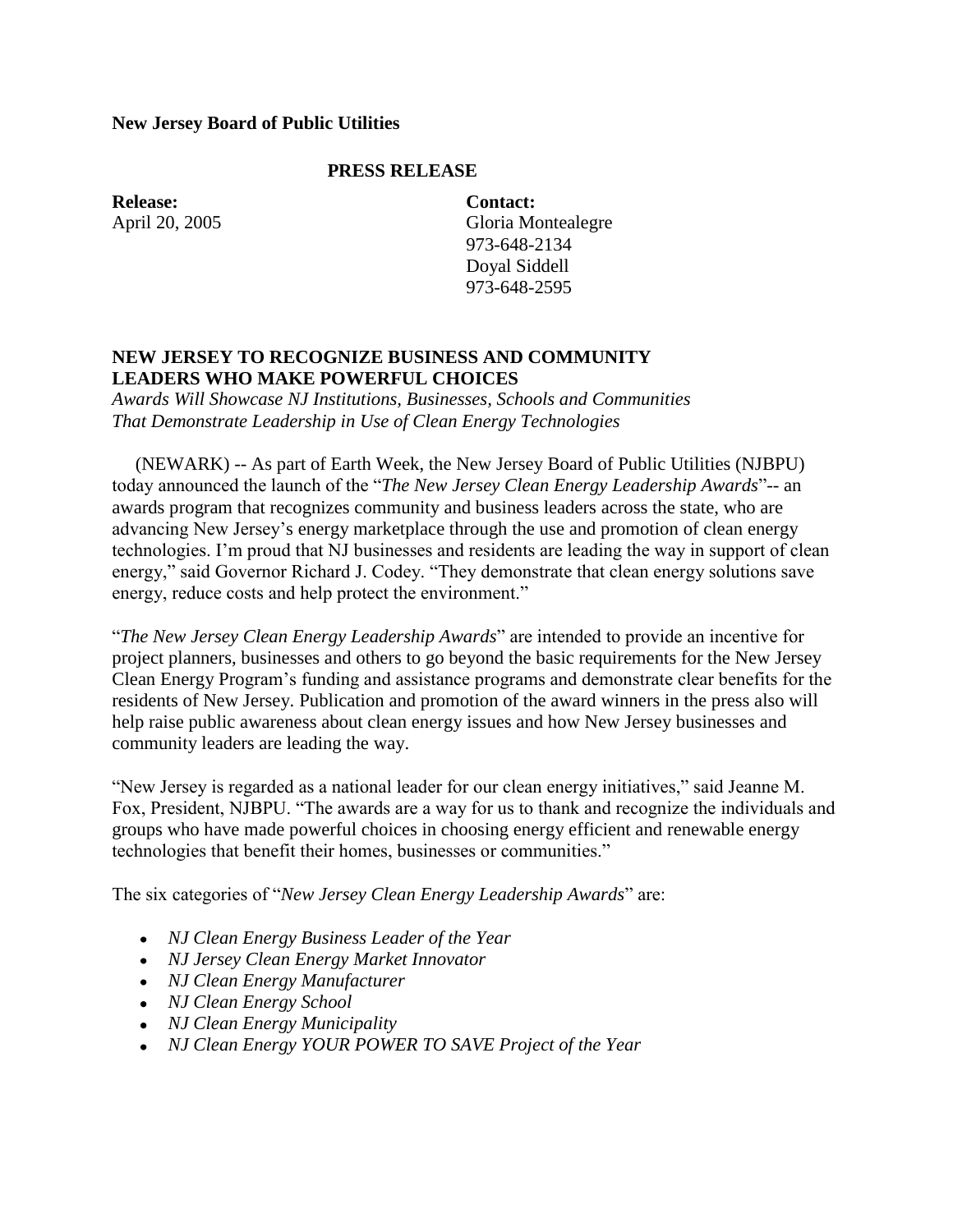**New Jersey Board of Public Utilities**

**PRESS RELEASE**

**Release:**
April 20, 2005

**Contact:**
Gloria Montealegre
973-648-2134
Doyal Siddell
973-648-2595

## NEW JERSEY TO RECOGNIZE BUSINESS AND COMMUNITY LEADERS WHO MAKE POWERFUL CHOICES

*Awards Will Showcase NJ Institutions, Businesses, Schools and Communities That Demonstrate Leadership in Use of Clean Energy Technologies*

(NEWARK) -- As part of Earth Week, the New Jersey Board of Public Utilities (NJBPU) today announced the launch of the "*The New Jersey Clean Energy Leadership Awards*"-- an awards program that recognizes community and business leaders across the state, who are advancing New Jersey's energy marketplace through the use and promotion of clean energy technologies. I'm proud that NJ businesses and residents are leading the way in support of clean energy," said Governor Richard J. Codey. "They demonstrate that clean energy solutions save energy, reduce costs and help protect the environment."

"*The New Jersey Clean Energy Leadership Awards*" are intended to provide an incentive for project planners, businesses and others to go beyond the basic requirements for the New Jersey Clean Energy Program's funding and assistance programs and demonstrate clear benefits for the residents of New Jersey. Publication and promotion of the award winners in the press also will help raise public awareness about clean energy issues and how New Jersey businesses and community leaders are leading the way.

"New Jersey is regarded as a national leader for our clean energy initiatives," said Jeanne M. Fox, President, NJBPU. "The awards are a way for us to thank and recognize the individuals and groups who have made powerful choices in choosing energy efficient and renewable energy technologies that benefit their homes, businesses or communities."

The six categories of "*New Jersey Clean Energy Leadership Awards*" are:

- *NJ Clean Energy Business Leader of the Year*
- *NJ Jersey Clean Energy Market Innovator*
- *NJ Clean Energy Manufacturer*
- *NJ Clean Energy School*
- *NJ Clean Energy Municipality*
- *NJ Clean Energy YOUR POWER TO SAVE Project of the Year*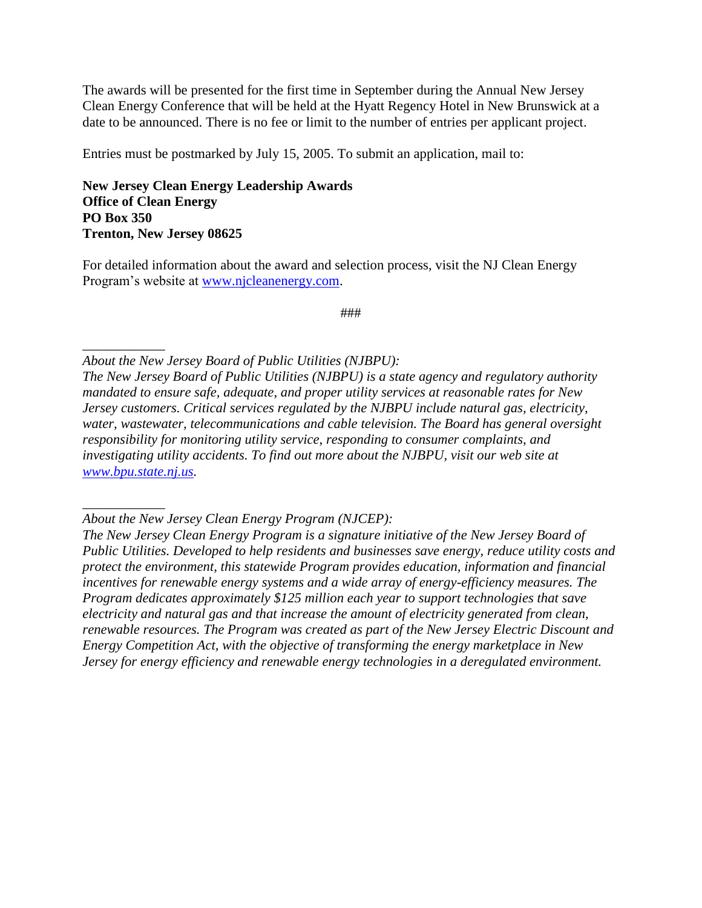The awards will be presented for the first time in September during the Annual New Jersey Clean Energy Conference that will be held at the Hyatt Regency Hotel in New Brunswick at a date to be announced. There is no fee or limit to the number of entries per applicant project.

Entries must be postmarked by July 15, 2005. To submit an application, mail to:

**New Jersey Clean Energy Leadership Awards**
**Office of Clean Energy**
**PO Box 350**
**Trenton, New Jersey 08625**

For detailed information about the award and selection process, visit the NJ Clean Energy Program's website at [www.njcleanenergy.com](http://www.njcleanenergy.com).

###

---

*About the New Jersey Board of Public Utilities (NJBPU):*
*The New Jersey Board of Public Utilities (NJBPU) is a state agency and regulatory authority mandated to ensure safe, adequate, and proper utility services at reasonable rates for New Jersey customers. Critical services regulated by the NJBPU include natural gas, electricity, water, wastewater, telecommunications and cable television. The Board has general oversight responsibility for monitoring utility service, responding to consumer complaints, and investigating utility accidents. To find out more about the NJBPU, visit our web site at [www.bpu.state.nj.us](http://www.bpu.state.nj.us).*

---

*About the New Jersey Clean Energy Program (NJCEP):*
*The New Jersey Clean Energy Program is a signature initiative of the New Jersey Board of Public Utilities. Developed to help residents and businesses save energy, reduce utility costs and protect the environment, this statewide Program provides education, information and financial incentives for renewable energy systems and a wide array of energy-efficiency measures. The Program dedicates approximately $125 million each year to support technologies that save electricity and natural gas and that increase the amount of electricity generated from clean, renewable resources. The Program was created as part of the New Jersey Electric Discount and Energy Competition Act, with the objective of transforming the energy marketplace in New Jersey for energy efficiency and renewable energy technologies in a deregulated environment.*